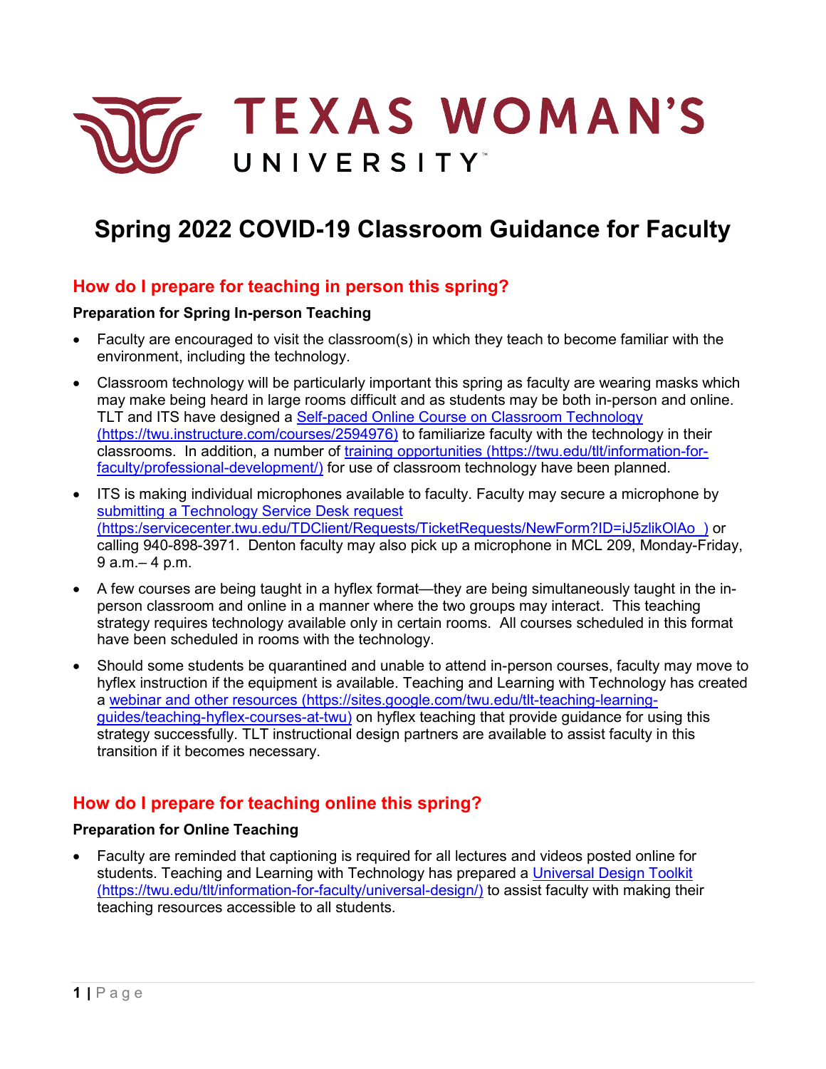TEXAS WOMAN'S UNIVERSITY

# Spring 2022 COVID-19 Classroom Guidance for Faculty

## How do I prepare for teaching in person this spring?

**Preparation for Spring In-person Teaching**

- Faculty are encouraged to visit the classroom(s) in which they teach to become familiar with the environment, including the technology.
- Classroom technology will be particularly important this spring as faculty are wearing masks which may make being heard in large rooms difficult and as students may be both in-person and online. TLT and ITS have designed a [Self-paced Online Course on Classroom Technology (https://twu.instructure.com/courses/2594976)](https://twu.instructure.com/courses/2594976) to familiarize faculty with the technology in their classrooms. In addition, a number of [training opportunities (https://twu.edu/tlt/information-for-faculty/professional-development/)](https://twu.edu/tlt/information-for-faculty/professional-development/) for use of classroom technology have been planned.
- ITS is making individual microphones available to faculty. Faculty may secure a microphone by [submitting a Technology Service Desk request (https:/servicecenter.twu.edu/TDClient/Requests/TicketRequests/NewForm?ID=iJ5zlikOlAo_)](https:/servicecenter.twu.edu/TDClient/Requests/TicketRequests/NewForm?ID=iJ5zlikOlAo_) or calling 940-898-3971. Denton faculty may also pick up a microphone in MCL 209, Monday-Friday, 9 a.m.– 4 p.m.
- A few courses are being taught in a hyflex format—they are being simultaneously taught in the in-person classroom and online in a manner where the two groups may interact. This teaching strategy requires technology available only in certain rooms. All courses scheduled in this format have been scheduled in rooms with the technology.
- Should some students be quarantined and unable to attend in-person courses, faculty may move to hyflex instruction if the equipment is available. Teaching and Learning with Technology has created a [webinar and other resources (https://sites.google.com/twu.edu/tlt-teaching-learning-guides/teaching-hyflex-courses-at-twu)](https://sites.google.com/twu.edu/tlt-teaching-learning-guides/teaching-hyflex-courses-at-twu) on hyflex teaching that provide guidance for using this strategy successfully. TLT instructional design partners are available to assist faculty in this transition if it becomes necessary.

## How do I prepare for teaching online this spring?

**Preparation for Online Teaching**

- Faculty are reminded that captioning is required for all lectures and videos posted online for students. Teaching and Learning with Technology has prepared a [Universal Design Toolkit (https://twu.edu/tlt/information-for-faculty/universal-design/)](https://twu.edu/tlt/information-for-faculty/universal-design/) to assist faculty with making their teaching resources accessible to all students.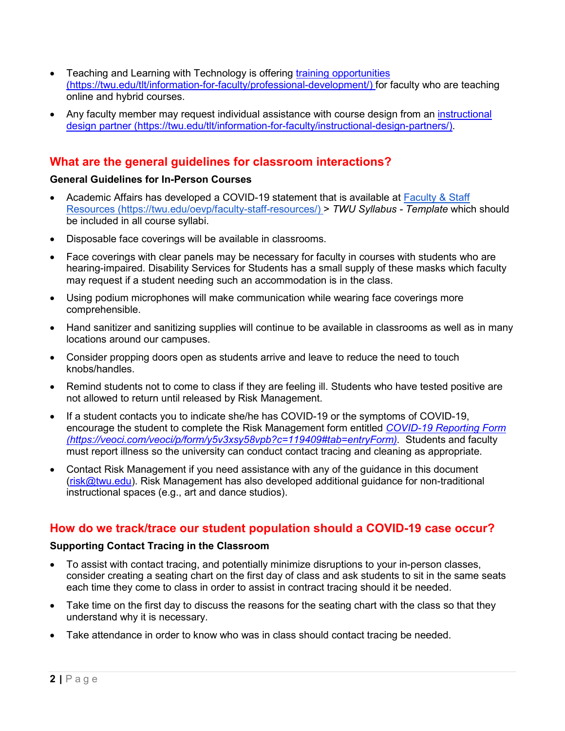- Teaching and Learning with Technology is offering [training opportunities (https://twu.edu/tlt/information-for-faculty/professional-development/)](https://twu.edu/tlt/information-for-faculty/professional-development/) for faculty who are teaching online and hybrid courses.
- Any faculty member may request individual assistance with course design from an [instructional design partner (https://twu.edu/tlt/information-for-faculty/instructional-design-partners/)](https://twu.edu/tlt/information-for-faculty/instructional-design-partners/).

## What are the general guidelines for classroom interactions?

**General Guidelines for In-Person Courses**

- Academic Affairs has developed a COVID-19 statement that is available at [Faculty & Staff Resources (https://twu.edu/oevp/faculty-staff-resources/)](https://twu.edu/oevp/faculty-staff-resources/) > *TWU Syllabus - Template* which should be included in all course syllabi.
- Disposable face coverings will be available in classrooms.
- Face coverings with clear panels may be necessary for faculty in courses with students who are hearing-impaired. Disability Services for Students has a small supply of these masks which faculty may request if a student needing such an accommodation is in the class.
- Using podium microphones will make communication while wearing face coverings more comprehensible.
- Hand sanitizer and sanitizing supplies will continue to be available in classrooms as well as in many locations around our campuses.
- Consider propping doors open as students arrive and leave to reduce the need to touch knobs/handles.
- Remind students not to come to class if they are feeling ill. Students who have tested positive are not allowed to return until released by Risk Management.
- If a student contacts you to indicate she/he has COVID-19 or the symptoms of COVID-19, encourage the student to complete the Risk Management form entitled [*COVID-19 Reporting Form (https://veoci.com/veoci/p/form/y5v3xsy58vpb?c=119409#tab=entryForm)*](https://veoci.com/veoci/p/form/y5v3xsy58vpb?c=119409#tab=entryForm). Students and faculty must report illness so the university can conduct contact tracing and cleaning as appropriate.
- Contact Risk Management if you need assistance with any of the guidance in this document ([risk@twu.edu](mailto:risk@twu.edu)). Risk Management has also developed additional guidance for non-traditional instructional spaces (e.g., art and dance studios).

## How do we track/trace our student population should a COVID-19 case occur?

**Supporting Contact Tracing in the Classroom**

- To assist with contact tracing, and potentially minimize disruptions to your in-person classes, consider creating a seating chart on the first day of class and ask students to sit in the same seats each time they come to class in order to assist in contract tracing should it be needed.
- Take time on the first day to discuss the reasons for the seating chart with the class so that they understand why it is necessary.
- Take attendance in order to know who was in class should contact tracing be needed.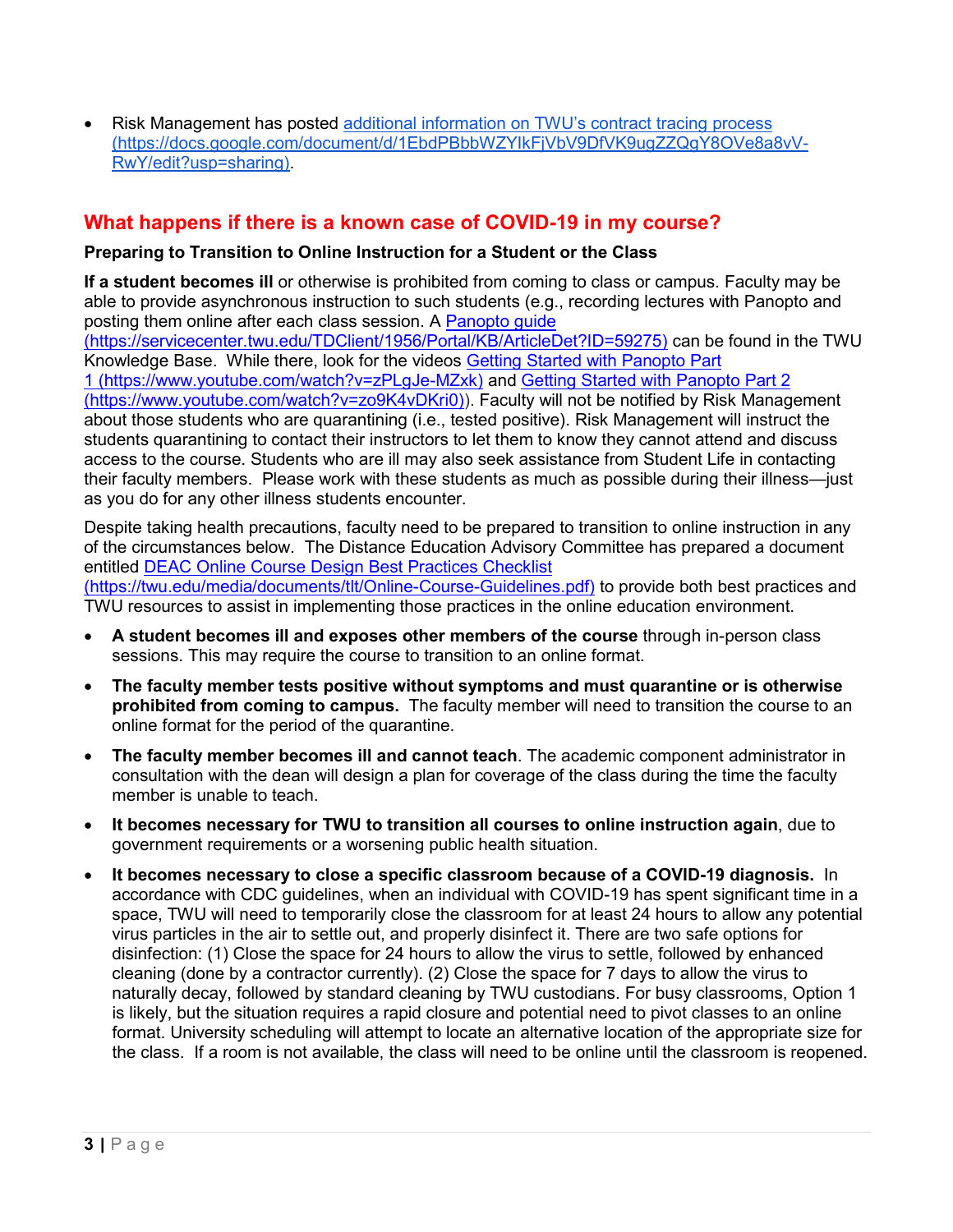- Risk Management has posted [additional information on TWU's contract tracing process (https://docs.google.com/document/d/1EbdPBbbWZYIkFjVbV9DfVK9ugZZQgY8OVe8a8vV-RwY/edit?usp=sharing)](https://docs.google.com/document/d/1EbdPBbbWZYIkFjVbV9DfVK9ugZZQgY8OVe8a8vV-RwY/edit?usp=sharing).

## What happens if there is a known case of COVID-19 in my course?

**Preparing to Transition to Online Instruction for a Student or the Class**

**If a student becomes ill** or otherwise is prohibited from coming to class or campus. Faculty may be able to provide asynchronous instruction to such students (e.g., recording lectures with Panopto and posting them online after each class session. A [Panopto guide (https://servicecenter.twu.edu/TDClient/1956/Portal/KB/ArticleDet?ID=59275)](https://servicecenter.twu.edu/TDClient/1956/Portal/KB/ArticleDet?ID=59275) can be found in the TWU Knowledge Base. While there, look for the videos [Getting Started with Panopto Part 1 (https://www.youtube.com/watch?v=zPLgJe-MZxk)](https://www.youtube.com/watch?v=zPLgJe-MZxk) and [Getting Started with Panopto Part 2 (https://www.youtube.com/watch?v=zo9K4vDKri0)](https://www.youtube.com/watch?v=zo9K4vDKri0)). Faculty will not be notified by Risk Management about those students who are quarantining (i.e., tested positive). Risk Management will instruct the students quarantining to contact their instructors to let them to know they cannot attend and discuss access to the course. Students who are ill may also seek assistance from Student Life in contacting their faculty members. Please work with these students as much as possible during their illness—just as you do for any other illness students encounter.

Despite taking health precautions, faculty need to be prepared to transition to online instruction in any of the circumstances below. The Distance Education Advisory Committee has prepared a document entitled [DEAC Online Course Design Best Practices Checklist (https://twu.edu/media/documents/tlt/Online-Course-Guidelines.pdf)](https://twu.edu/media/documents/tlt/Online-Course-Guidelines.pdf) to provide both best practices and TWU resources to assist in implementing those practices in the online education environment.

- **A student becomes ill and exposes other members of the course** through in-person class sessions. This may require the course to transition to an online format.
- **The faculty member tests positive without symptoms and must quarantine or is otherwise prohibited from coming to campus.** The faculty member will need to transition the course to an online format for the period of the quarantine.
- **The faculty member becomes ill and cannot teach**. The academic component administrator in consultation with the dean will design a plan for coverage of the class during the time the faculty member is unable to teach.
- **It becomes necessary for TWU to transition all courses to online instruction again**, due to government requirements or a worsening public health situation.
- **It becomes necessary to close a specific classroom because of a COVID-19 diagnosis.** In accordance with CDC guidelines, when an individual with COVID-19 has spent significant time in a space, TWU will need to temporarily close the classroom for at least 24 hours to allow any potential virus particles in the air to settle out, and properly disinfect it. There are two safe options for disinfection: (1) Close the space for 24 hours to allow the virus to settle, followed by enhanced cleaning (done by a contractor currently). (2) Close the space for 7 days to allow the virus to naturally decay, followed by standard cleaning by TWU custodians. For busy classrooms, Option 1 is likely, but the situation requires a rapid closure and potential need to pivot classes to an online format. University scheduling will attempt to locate an alternative location of the appropriate size for the class. If a room is not available, the class will need to be online until the classroom is reopened.